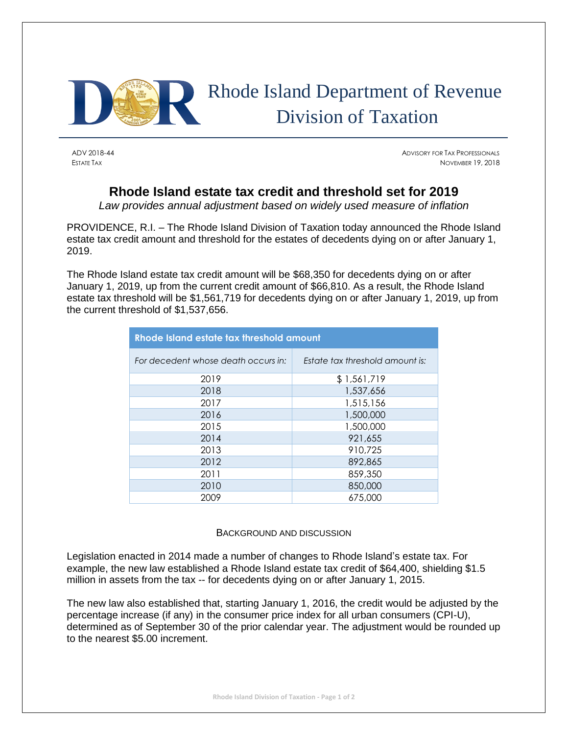Rhode Island Department of Revenue
Division of Taxation

ADV 2018-44
ESTATE TAX

ADVISORY FOR TAX PROFESSIONALS
NOVEMBER 19, 2018

# Rhode Island estate tax credit and threshold set for 2019

*Law provides annual adjustment based on widely used measure of inflation*

PROVIDENCE, R.I. – The Rhode Island Division of Taxation today announced the Rhode Island estate tax credit amount and threshold for the estates of decedents dying on or after January 1, 2019.

The Rhode Island estate tax credit amount will be $68,350 for decedents dying on or after January 1, 2019, up from the current credit amount of $66,810. As a result, the Rhode Island estate tax threshold will be $1,561,719 for decedents dying on or after January 1, 2019, up from the current threshold of $1,537,656.

| Rhode Island estate tax threshold amount | |
|---|---|
| *For decedent whose death occurs in:* | *Estate tax threshold amount is:* |
| 2019 | $ 1,561,719 |
| 2018 | 1,537,656 |
| 2017 | 1,515,156 |
| 2016 | 1,500,000 |
| 2015 | 1,500,000 |
| 2014 | 921,655 |
| 2013 | 910,725 |
| 2012 | 892,865 |
| 2011 | 859,350 |
| 2010 | 850,000 |
| 2009 | 675,000 |

## BACKGROUND AND DISCUSSION

Legislation enacted in 2014 made a number of changes to Rhode Island's estate tax. For example, the new law established a Rhode Island estate tax credit of $64,400, shielding $1.5 million in assets from the tax -- for decedents dying on or after January 1, 2015.

The new law also established that, starting January 1, 2016, the credit would be adjusted by the percentage increase (if any) in the consumer price index for all urban consumers (CPI-U), determined as of September 30 of the prior calendar year. The adjustment would be rounded up to the nearest $5.00 increment.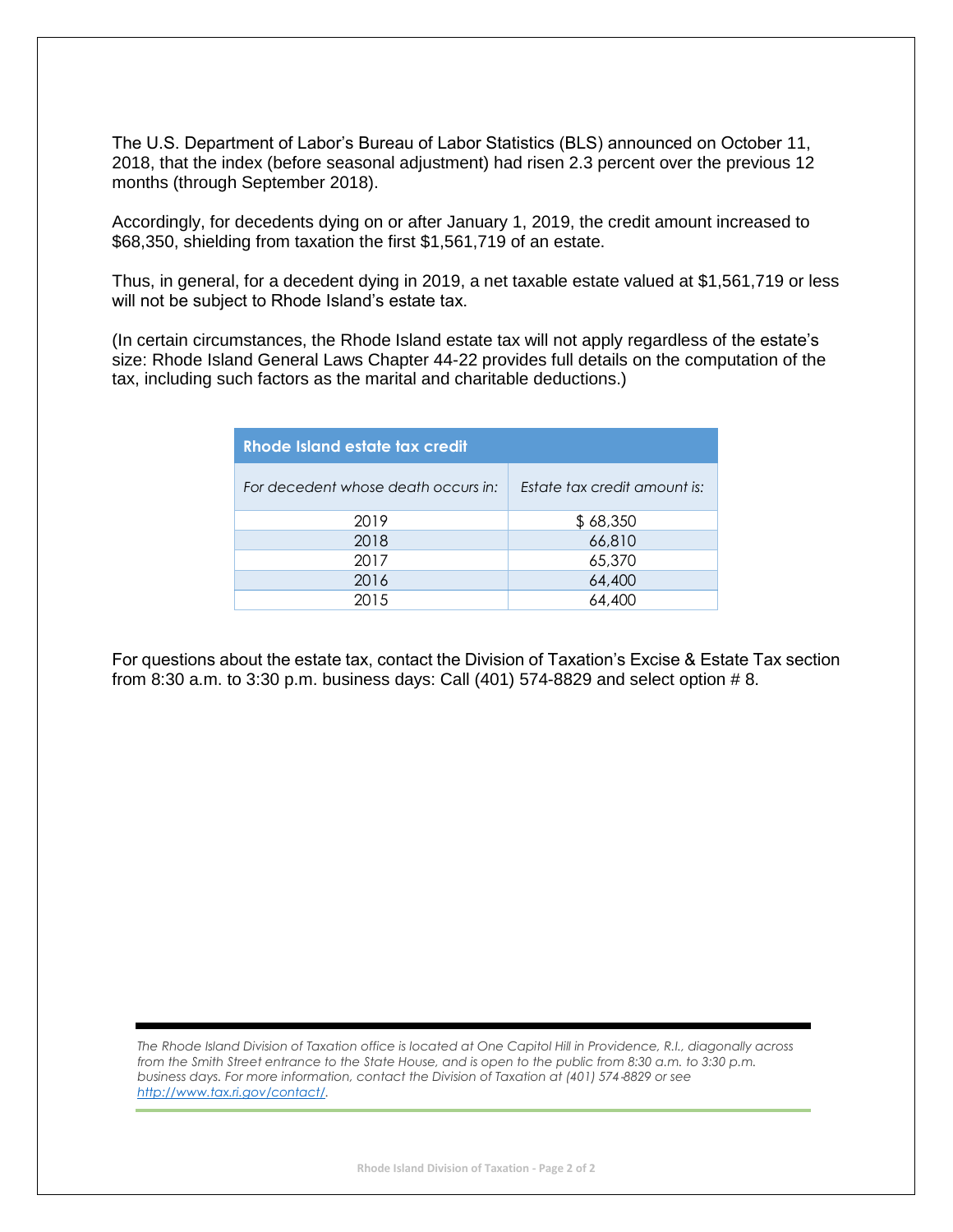The U.S. Department of Labor's Bureau of Labor Statistics (BLS) announced on October 11, 2018, that the index (before seasonal adjustment) had risen 2.3 percent over the previous 12 months (through September 2018).

Accordingly, for decedents dying on or after January 1, 2019, the credit amount increased to $68,350, shielding from taxation the first $1,561,719 of an estate.

Thus, in general, for a decedent dying in 2019, a net taxable estate valued at $1,561,719 or less will not be subject to Rhode Island's estate tax.

(In certain circumstances, the Rhode Island estate tax will not apply regardless of the estate's size: Rhode Island General Laws Chapter 44-22 provides full details on the computation of the tax, including such factors as the marital and charitable deductions.)

| **Rhode Island estate tax credit** | |
|---|---|
| *For decedent whose death occurs in:* | *Estate tax credit amount is:* |
| 2019 | $ 68,350 |
| 2018 | 66,810 |
| 2017 | 65,370 |
| 2016 | 64,400 |
| 2015 | 64,400 |

For questions about the estate tax, contact the Division of Taxation's Excise & Estate Tax section from 8:30 a.m. to 3:30 p.m. business days: Call (401) 574-8829 and select option # 8.

*The Rhode Island Division of Taxation office is located at One Capitol Hill in Providence, R.I., diagonally across from the Smith Street entrance to the State House, and is open to the public from 8:30 a.m. to 3:30 p.m. business days. For more information, contact the Division of Taxation at (401) 574-8829 or see [http://www.tax.ri.gov/contact/](http://www.tax.ri.gov/contact/).*